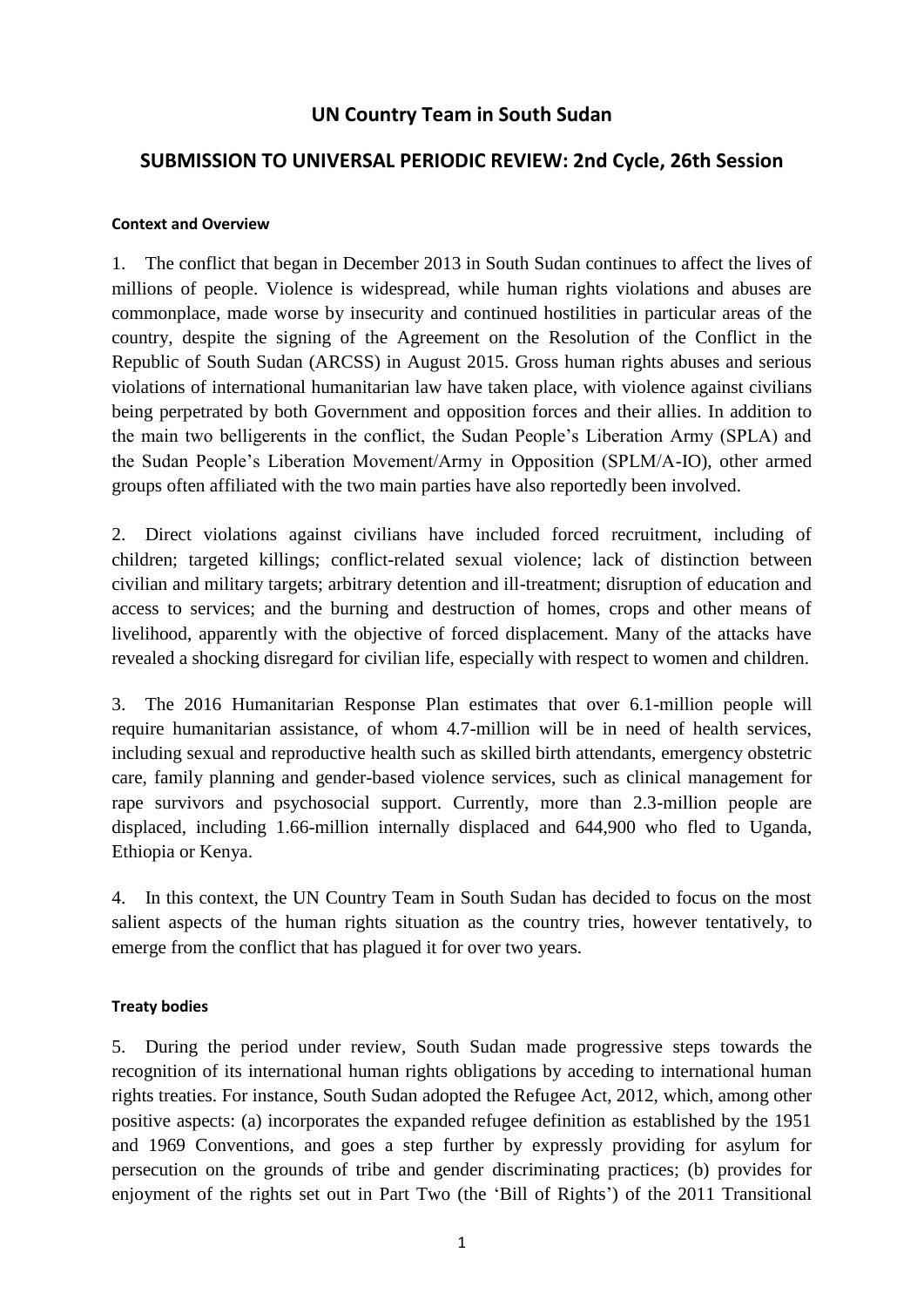# UN Country Team in South Sudan

## SUBMISSION TO UNIVERSAL PERIODIC REVIEW: 2nd Cycle, 26th Session

### Context and Overview

1. The conflict that began in December 2013 in South Sudan continues to affect the lives of millions of people. Violence is widespread, while human rights violations and abuses are commonplace, made worse by insecurity and continued hostilities in particular areas of the country, despite the signing of the Agreement on the Resolution of the Conflict in the Republic of South Sudan (ARCSS) in August 2015. Gross human rights abuses and serious violations of international humanitarian law have taken place, with violence against civilians being perpetrated by both Government and opposition forces and their allies. In addition to the main two belligerents in the conflict, the Sudan People's Liberation Army (SPLA) and the Sudan People's Liberation Movement/Army in Opposition (SPLM/A-IO), other armed groups often affiliated with the two main parties have also reportedly been involved.

2. Direct violations against civilians have included forced recruitment, including of children; targeted killings; conflict-related sexual violence; lack of distinction between civilian and military targets; arbitrary detention and ill-treatment; disruption of education and access to services; and the burning and destruction of homes, crops and other means of livelihood, apparently with the objective of forced displacement. Many of the attacks have revealed a shocking disregard for civilian life, especially with respect to women and children.

3. The 2016 Humanitarian Response Plan estimates that over 6.1-million people will require humanitarian assistance, of whom 4.7-million will be in need of health services, including sexual and reproductive health such as skilled birth attendants, emergency obstetric care, family planning and gender-based violence services, such as clinical management for rape survivors and psychosocial support. Currently, more than 2.3-million people are displaced, including 1.66-million internally displaced and 644,900 who fled to Uganda, Ethiopia or Kenya.

4. In this context, the UN Country Team in South Sudan has decided to focus on the most salient aspects of the human rights situation as the country tries, however tentatively, to emerge from the conflict that has plagued it for over two years.

### Treaty bodies

5. During the period under review, South Sudan made progressive steps towards the recognition of its international human rights obligations by acceding to international human rights treaties. For instance, South Sudan adopted the Refugee Act, 2012, which, among other positive aspects: (a) incorporates the expanded refugee definition as established by the 1951 and 1969 Conventions, and goes a step further by expressly providing for asylum for persecution on the grounds of tribe and gender discriminating practices; (b) provides for enjoyment of the rights set out in Part Two (the 'Bill of Rights') of the 2011 Transitional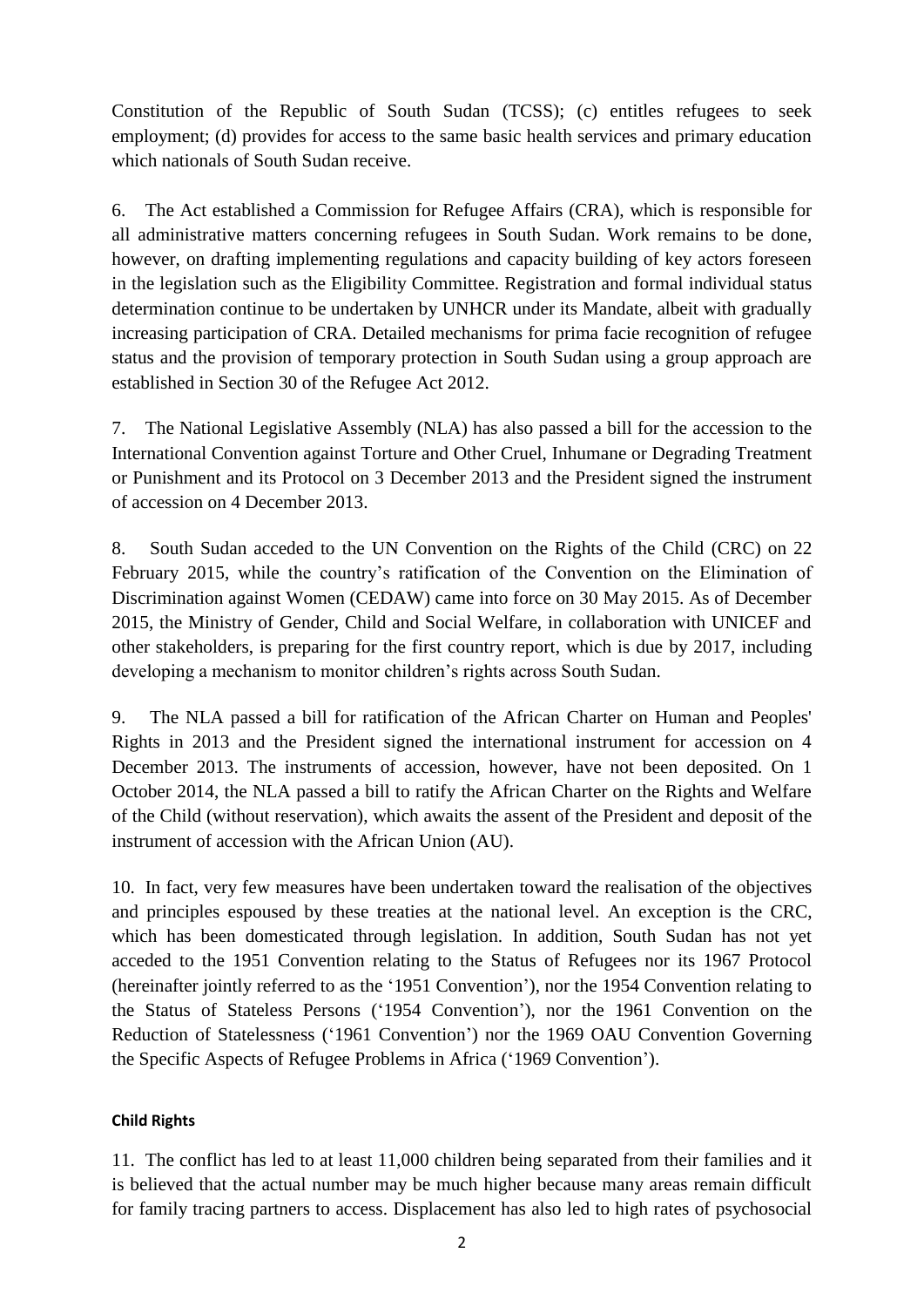Constitution of the Republic of South Sudan (TCSS); (c) entitles refugees to seek employment; (d) provides for access to the same basic health services and primary education which nationals of South Sudan receive.

6. The Act established a Commission for Refugee Affairs (CRA), which is responsible for all administrative matters concerning refugees in South Sudan. Work remains to be done, however, on drafting implementing regulations and capacity building of key actors foreseen in the legislation such as the Eligibility Committee. Registration and formal individual status determination continue to be undertaken by UNHCR under its Mandate, albeit with gradually increasing participation of CRA. Detailed mechanisms for prima facie recognition of refugee status and the provision of temporary protection in South Sudan using a group approach are established in Section 30 of the Refugee Act 2012.

7. The National Legislative Assembly (NLA) has also passed a bill for the accession to the International Convention against Torture and Other Cruel, Inhumane or Degrading Treatment or Punishment and its Protocol on 3 December 2013 and the President signed the instrument of accession on 4 December 2013.

8. South Sudan acceded to the UN Convention on the Rights of the Child (CRC) on 22 February 2015, while the country's ratification of the Convention on the Elimination of Discrimination against Women (CEDAW) came into force on 30 May 2015. As of December 2015, the Ministry of Gender, Child and Social Welfare, in collaboration with UNICEF and other stakeholders, is preparing for the first country report, which is due by 2017, including developing a mechanism to monitor children's rights across South Sudan.

9. The NLA passed a bill for ratification of the African Charter on Human and Peoples' Rights in 2013 and the President signed the international instrument for accession on 4 December 2013. The instruments of accession, however, have not been deposited. On 1 October 2014, the NLA passed a bill to ratify the African Charter on the Rights and Welfare of the Child (without reservation), which awaits the assent of the President and deposit of the instrument of accession with the African Union (AU).

10. In fact, very few measures have been undertaken toward the realisation of the objectives and principles espoused by these treaties at the national level. An exception is the CRC, which has been domesticated through legislation. In addition, South Sudan has not yet acceded to the 1951 Convention relating to the Status of Refugees nor its 1967 Protocol (hereinafter jointly referred to as the '1951 Convention'), nor the 1954 Convention relating to the Status of Stateless Persons ('1954 Convention'), nor the 1961 Convention on the Reduction of Statelessness ('1961 Convention') nor the 1969 OAU Convention Governing the Specific Aspects of Refugee Problems in Africa ('1969 Convention').

**Child Rights**

11. The conflict has led to at least 11,000 children being separated from their families and it is believed that the actual number may be much higher because many areas remain difficult for family tracing partners to access. Displacement has also led to high rates of psychosocial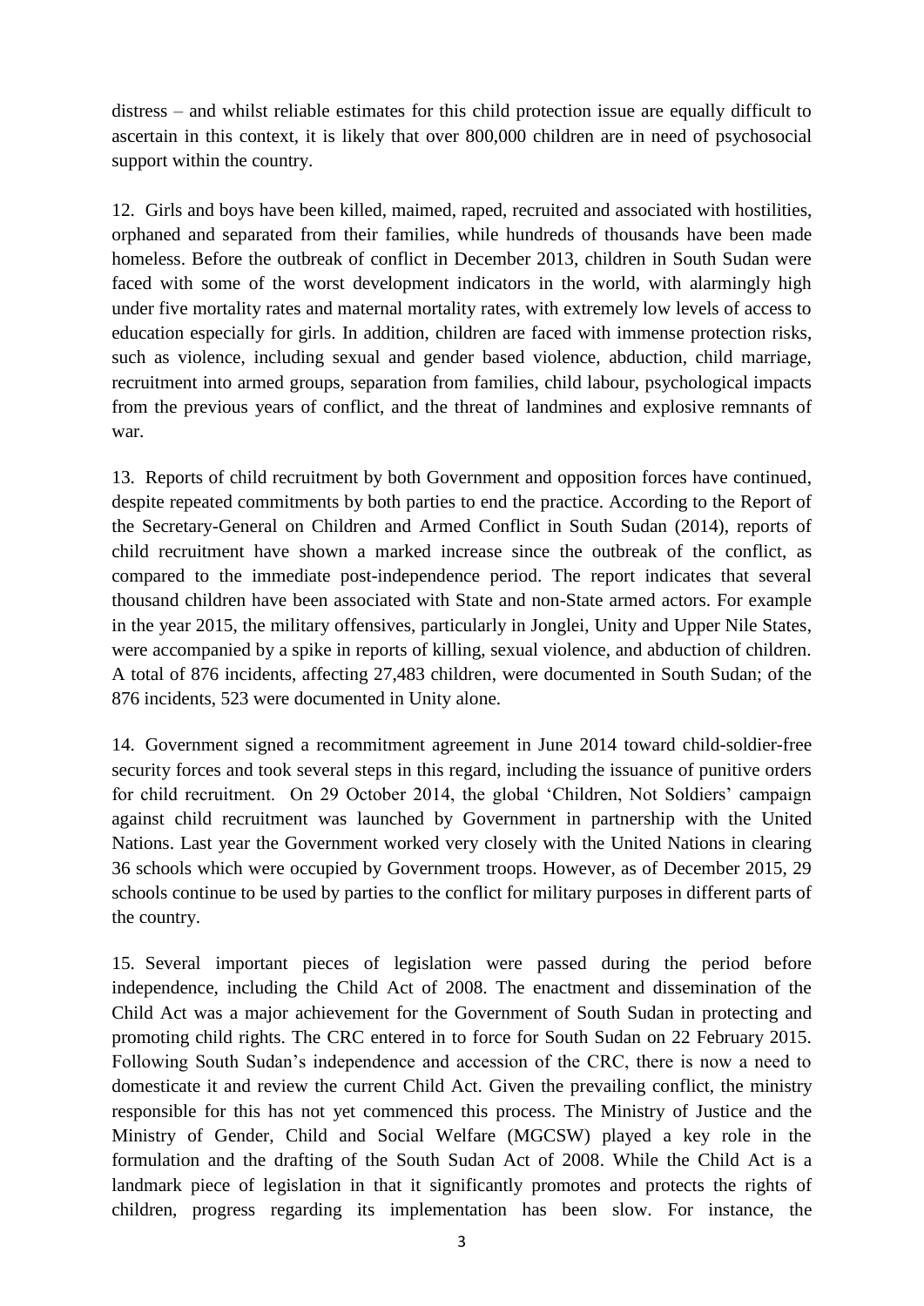distress – and whilst reliable estimates for this child protection issue are equally difficult to ascertain in this context, it is likely that over 800,000 children are in need of psychosocial support within the country.

12. Girls and boys have been killed, maimed, raped, recruited and associated with hostilities, orphaned and separated from their families, while hundreds of thousands have been made homeless. Before the outbreak of conflict in December 2013, children in South Sudan were faced with some of the worst development indicators in the world, with alarmingly high under five mortality rates and maternal mortality rates, with extremely low levels of access to education especially for girls. In addition, children are faced with immense protection risks, such as violence, including sexual and gender based violence, abduction, child marriage, recruitment into armed groups, separation from families, child labour, psychological impacts from the previous years of conflict, and the threat of landmines and explosive remnants of war.

13. Reports of child recruitment by both Government and opposition forces have continued, despite repeated commitments by both parties to end the practice. According to the Report of the Secretary-General on Children and Armed Conflict in South Sudan (2014), reports of child recruitment have shown a marked increase since the outbreak of the conflict, as compared to the immediate post-independence period. The report indicates that several thousand children have been associated with State and non-State armed actors. For example in the year 2015, the military offensives, particularly in Jonglei, Unity and Upper Nile States, were accompanied by a spike in reports of killing, sexual violence, and abduction of children. A total of 876 incidents, affecting 27,483 children, were documented in South Sudan; of the 876 incidents, 523 were documented in Unity alone.

14. Government signed a recommitment agreement in June 2014 toward child-soldier-free security forces and took several steps in this regard, including the issuance of punitive orders for child recruitment. On 29 October 2014, the global 'Children, Not Soldiers' campaign against child recruitment was launched by Government in partnership with the United Nations. Last year the Government worked very closely with the United Nations in clearing 36 schools which were occupied by Government troops. However, as of December 2015, 29 schools continue to be used by parties to the conflict for military purposes in different parts of the country.

15. Several important pieces of legislation were passed during the period before independence, including the Child Act of 2008. The enactment and dissemination of the Child Act was a major achievement for the Government of South Sudan in protecting and promoting child rights. The CRC entered in to force for South Sudan on 22 February 2015. Following South Sudan's independence and accession of the CRC, there is now a need to domesticate it and review the current Child Act. Given the prevailing conflict, the ministry responsible for this has not yet commenced this process. The Ministry of Justice and the Ministry of Gender, Child and Social Welfare (MGCSW) played a key role in the formulation and the drafting of the South Sudan Act of 2008. While the Child Act is a landmark piece of legislation in that it significantly promotes and protects the rights of children, progress regarding its implementation has been slow. For instance, the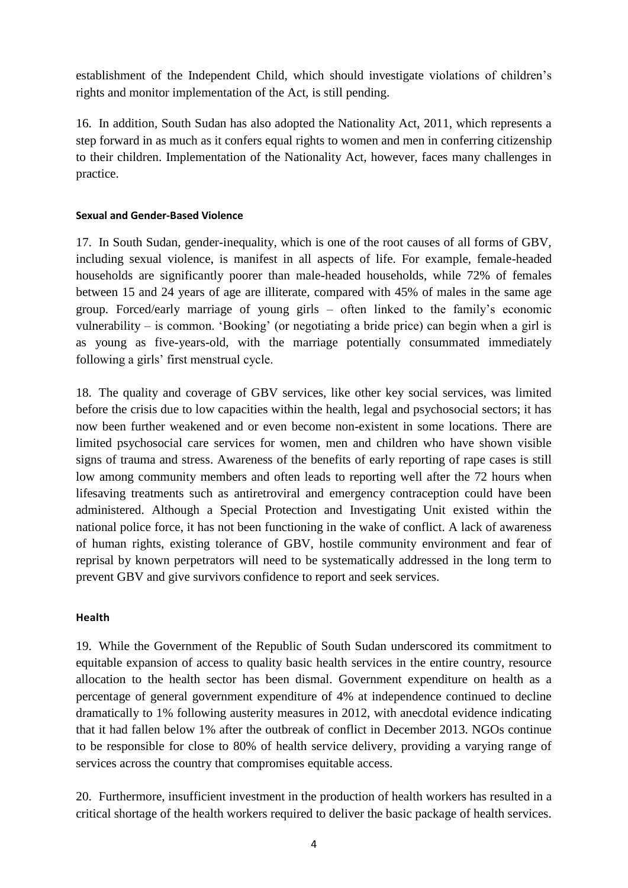establishment of the Independent Child, which should investigate violations of children's rights and monitor implementation of the Act, is still pending.

16. In addition, South Sudan has also adopted the Nationality Act, 2011, which represents a step forward in as much as it confers equal rights to women and men in conferring citizenship to their children. Implementation of the Nationality Act, however, faces many challenges in practice.

#### Sexual and Gender-Based Violence

17. In South Sudan, gender-inequality, which is one of the root causes of all forms of GBV, including sexual violence, is manifest in all aspects of life. For example, female-headed households are significantly poorer than male-headed households, while 72% of females between 15 and 24 years of age are illiterate, compared with 45% of males in the same age group. Forced/early marriage of young girls – often linked to the family's economic vulnerability – is common. 'Booking' (or negotiating a bride price) can begin when a girl is as young as five-years-old, with the marriage potentially consummated immediately following a girls' first menstrual cycle.

18. The quality and coverage of GBV services, like other key social services, was limited before the crisis due to low capacities within the health, legal and psychosocial sectors; it has now been further weakened and or even become non-existent in some locations. There are limited psychosocial care services for women, men and children who have shown visible signs of trauma and stress. Awareness of the benefits of early reporting of rape cases is still low among community members and often leads to reporting well after the 72 hours when lifesaving treatments such as antiretroviral and emergency contraception could have been administered. Although a Special Protection and Investigating Unit existed within the national police force, it has not been functioning in the wake of conflict. A lack of awareness of human rights, existing tolerance of GBV, hostile community environment and fear of reprisal by known perpetrators will need to be systematically addressed in the long term to prevent GBV and give survivors confidence to report and seek services.

#### Health

19. While the Government of the Republic of South Sudan underscored its commitment to equitable expansion of access to quality basic health services in the entire country, resource allocation to the health sector has been dismal. Government expenditure on health as a percentage of general government expenditure of 4% at independence continued to decline dramatically to 1% following austerity measures in 2012, with anecdotal evidence indicating that it had fallen below 1% after the outbreak of conflict in December 2013. NGOs continue to be responsible for close to 80% of health service delivery, providing a varying range of services across the country that compromises equitable access.

20. Furthermore, insufficient investment in the production of health workers has resulted in a critical shortage of the health workers required to deliver the basic package of health services.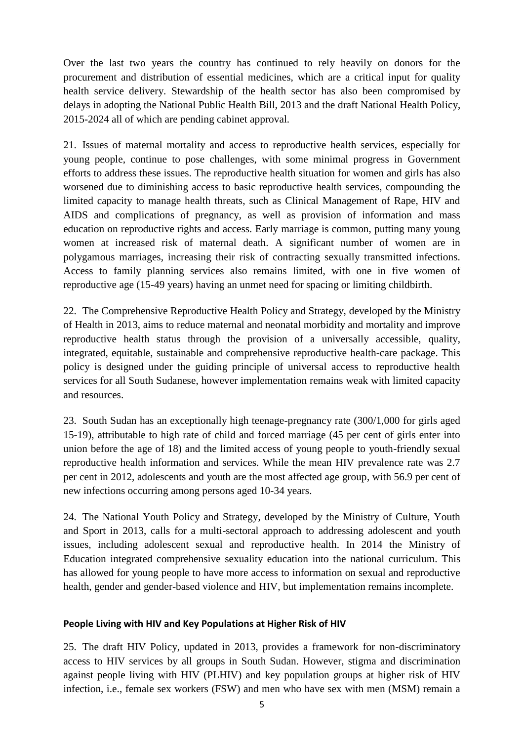Over the last two years the country has continued to rely heavily on donors for the procurement and distribution of essential medicines, which are a critical input for quality health service delivery. Stewardship of the health sector has also been compromised by delays in adopting the National Public Health Bill, 2013 and the draft National Health Policy, 2015-2024 all of which are pending cabinet approval.

21. Issues of maternal mortality and access to reproductive health services, especially for young people, continue to pose challenges, with some minimal progress in Government efforts to address these issues. The reproductive health situation for women and girls has also worsened due to diminishing access to basic reproductive health services, compounding the limited capacity to manage health threats, such as Clinical Management of Rape, HIV and AIDS and complications of pregnancy, as well as provision of information and mass education on reproductive rights and access. Early marriage is common, putting many young women at increased risk of maternal death. A significant number of women are in polygamous marriages, increasing their risk of contracting sexually transmitted infections. Access to family planning services also remains limited, with one in five women of reproductive age (15-49 years) having an unmet need for spacing or limiting childbirth.

22. The Comprehensive Reproductive Health Policy and Strategy, developed by the Ministry of Health in 2013, aims to reduce maternal and neonatal morbidity and mortality and improve reproductive health status through the provision of a universally accessible, quality, integrated, equitable, sustainable and comprehensive reproductive health-care package. This policy is designed under the guiding principle of universal access to reproductive health services for all South Sudanese, however implementation remains weak with limited capacity and resources.

23. South Sudan has an exceptionally high teenage-pregnancy rate (300/1,000 for girls aged 15-19), attributable to high rate of child and forced marriage (45 per cent of girls enter into union before the age of 18) and the limited access of young people to youth-friendly sexual reproductive health information and services. While the mean HIV prevalence rate was 2.7 per cent in 2012, adolescents and youth are the most affected age group, with 56.9 per cent of new infections occurring among persons aged 10-34 years.

24. The National Youth Policy and Strategy, developed by the Ministry of Culture, Youth and Sport in 2013, calls for a multi-sectoral approach to addressing adolescent and youth issues, including adolescent sexual and reproductive health. In 2014 the Ministry of Education integrated comprehensive sexuality education into the national curriculum. This has allowed for young people to have more access to information on sexual and reproductive health, gender and gender-based violence and HIV, but implementation remains incomplete.

### People Living with HIV and Key Populations at Higher Risk of HIV

25. The draft HIV Policy, updated in 2013, provides a framework for non-discriminatory access to HIV services by all groups in South Sudan. However, stigma and discrimination against people living with HIV (PLHIV) and key population groups at higher risk of HIV infection, i.e., female sex workers (FSW) and men who have sex with men (MSM) remain a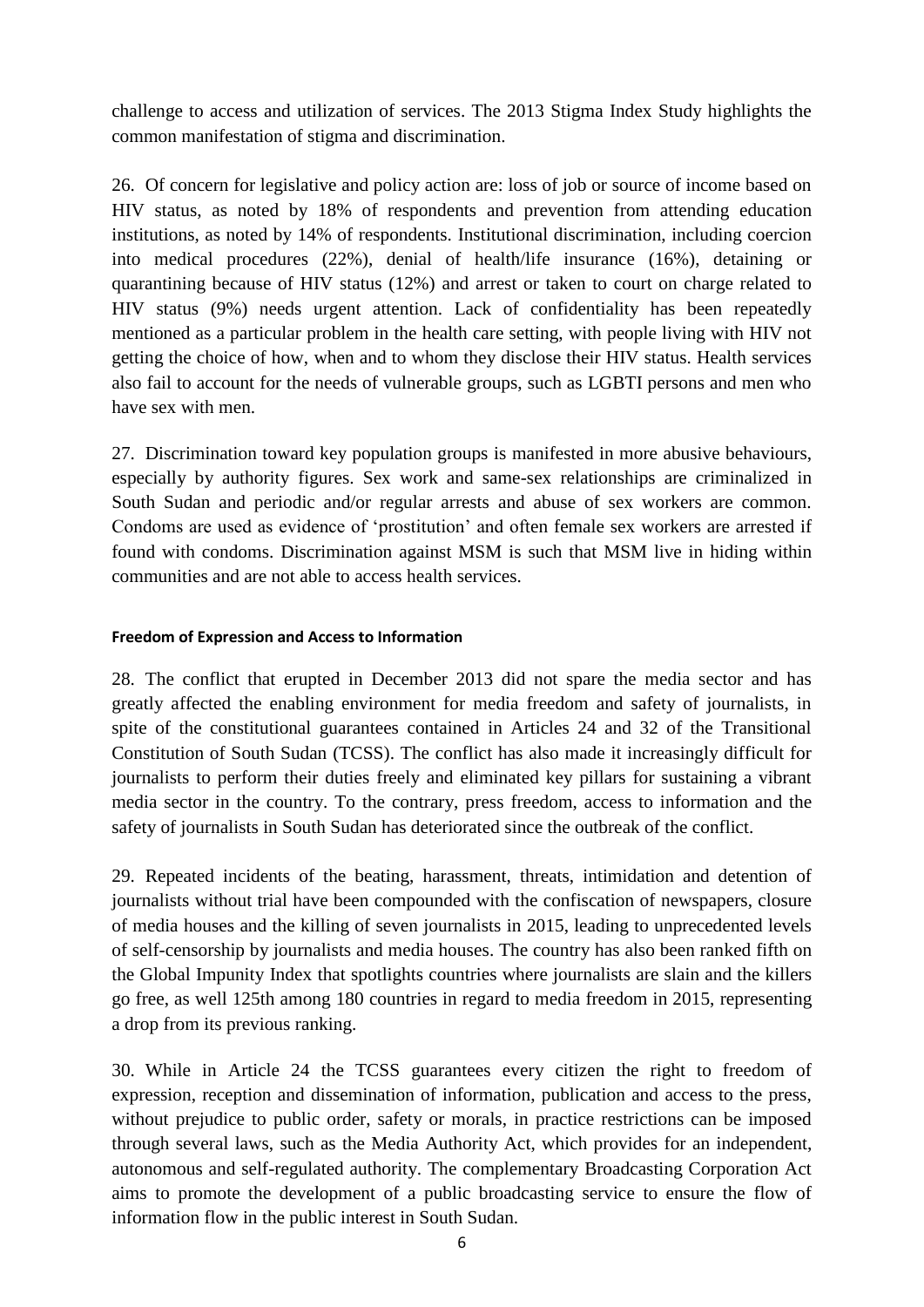challenge to access and utilization of services. The 2013 Stigma Index Study highlights the common manifestation of stigma and discrimination.

26. Of concern for legislative and policy action are: loss of job or source of income based on HIV status, as noted by 18% of respondents and prevention from attending education institutions, as noted by 14% of respondents. Institutional discrimination, including coercion into medical procedures (22%), denial of health/life insurance (16%), detaining or quarantining because of HIV status (12%) and arrest or taken to court on charge related to HIV status (9%) needs urgent attention. Lack of confidentiality has been repeatedly mentioned as a particular problem in the health care setting, with people living with HIV not getting the choice of how, when and to whom they disclose their HIV status. Health services also fail to account for the needs of vulnerable groups, such as LGBTI persons and men who have sex with men.

27. Discrimination toward key population groups is manifested in more abusive behaviours, especially by authority figures. Sex work and same-sex relationships are criminalized in South Sudan and periodic and/or regular arrests and abuse of sex workers are common. Condoms are used as evidence of 'prostitution' and often female sex workers are arrested if found with condoms. Discrimination against MSM is such that MSM live in hiding within communities and are not able to access health services.

#### Freedom of Expression and Access to Information

28. The conflict that erupted in December 2013 did not spare the media sector and has greatly affected the enabling environment for media freedom and safety of journalists, in spite of the constitutional guarantees contained in Articles 24 and 32 of the Transitional Constitution of South Sudan (TCSS). The conflict has also made it increasingly difficult for journalists to perform their duties freely and eliminated key pillars for sustaining a vibrant media sector in the country. To the contrary, press freedom, access to information and the safety of journalists in South Sudan has deteriorated since the outbreak of the conflict.

29. Repeated incidents of the beating, harassment, threats, intimidation and detention of journalists without trial have been compounded with the confiscation of newspapers, closure of media houses and the killing of seven journalists in 2015, leading to unprecedented levels of self-censorship by journalists and media houses. The country has also been ranked fifth on the Global Impunity Index that spotlights countries where journalists are slain and the killers go free, as well 125th among 180 countries in regard to media freedom in 2015, representing a drop from its previous ranking.

30. While in Article 24 the TCSS guarantees every citizen the right to freedom of expression, reception and dissemination of information, publication and access to the press, without prejudice to public order, safety or morals, in practice restrictions can be imposed through several laws, such as the Media Authority Act, which provides for an independent, autonomous and self-regulated authority. The complementary Broadcasting Corporation Act aims to promote the development of a public broadcasting service to ensure the flow of information flow in the public interest in South Sudan.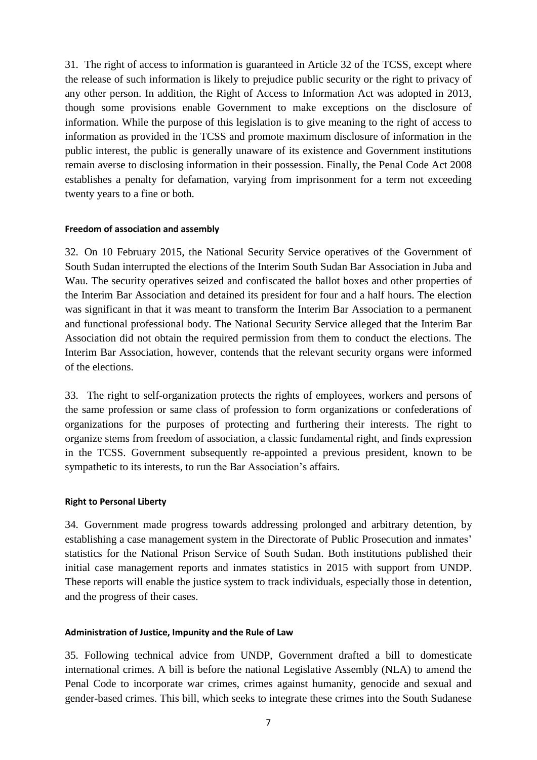31. The right of access to information is guaranteed in Article 32 of the TCSS, except where the release of such information is likely to prejudice public security or the right to privacy of any other person. In addition, the Right of Access to Information Act was adopted in 2013, though some provisions enable Government to make exceptions on the disclosure of information. While the purpose of this legislation is to give meaning to the right of access to information as provided in the TCSS and promote maximum disclosure of information in the public interest, the public is generally unaware of its existence and Government institutions remain averse to disclosing information in their possession. Finally, the Penal Code Act 2008 establishes a penalty for defamation, varying from imprisonment for a term not exceeding twenty years to a fine or both.

#### Freedom of association and assembly

32. On 10 February 2015, the National Security Service operatives of the Government of South Sudan interrupted the elections of the Interim South Sudan Bar Association in Juba and Wau. The security operatives seized and confiscated the ballot boxes and other properties of the Interim Bar Association and detained its president for four and a half hours. The election was significant in that it was meant to transform the Interim Bar Association to a permanent and functional professional body. The National Security Service alleged that the Interim Bar Association did not obtain the required permission from them to conduct the elections. The Interim Bar Association, however, contends that the relevant security organs were informed of the elections.

33. The right to self-organization protects the rights of employees, workers and persons of the same profession or same class of profession to form organizations or confederations of organizations for the purposes of protecting and furthering their interests. The right to organize stems from freedom of association, a classic fundamental right, and finds expression in the TCSS. Government subsequently re-appointed a previous president, known to be sympathetic to its interests, to run the Bar Association's affairs.

#### Right to Personal Liberty

34. Government made progress towards addressing prolonged and arbitrary detention, by establishing a case management system in the Directorate of Public Prosecution and inmates' statistics for the National Prison Service of South Sudan. Both institutions published their initial case management reports and inmates statistics in 2015 with support from UNDP. These reports will enable the justice system to track individuals, especially those in detention, and the progress of their cases.

#### Administration of Justice, Impunity and the Rule of Law

35. Following technical advice from UNDP, Government drafted a bill to domesticate international crimes. A bill is before the national Legislative Assembly (NLA) to amend the Penal Code to incorporate war crimes, crimes against humanity, genocide and sexual and gender-based crimes. This bill, which seeks to integrate these crimes into the South Sudanese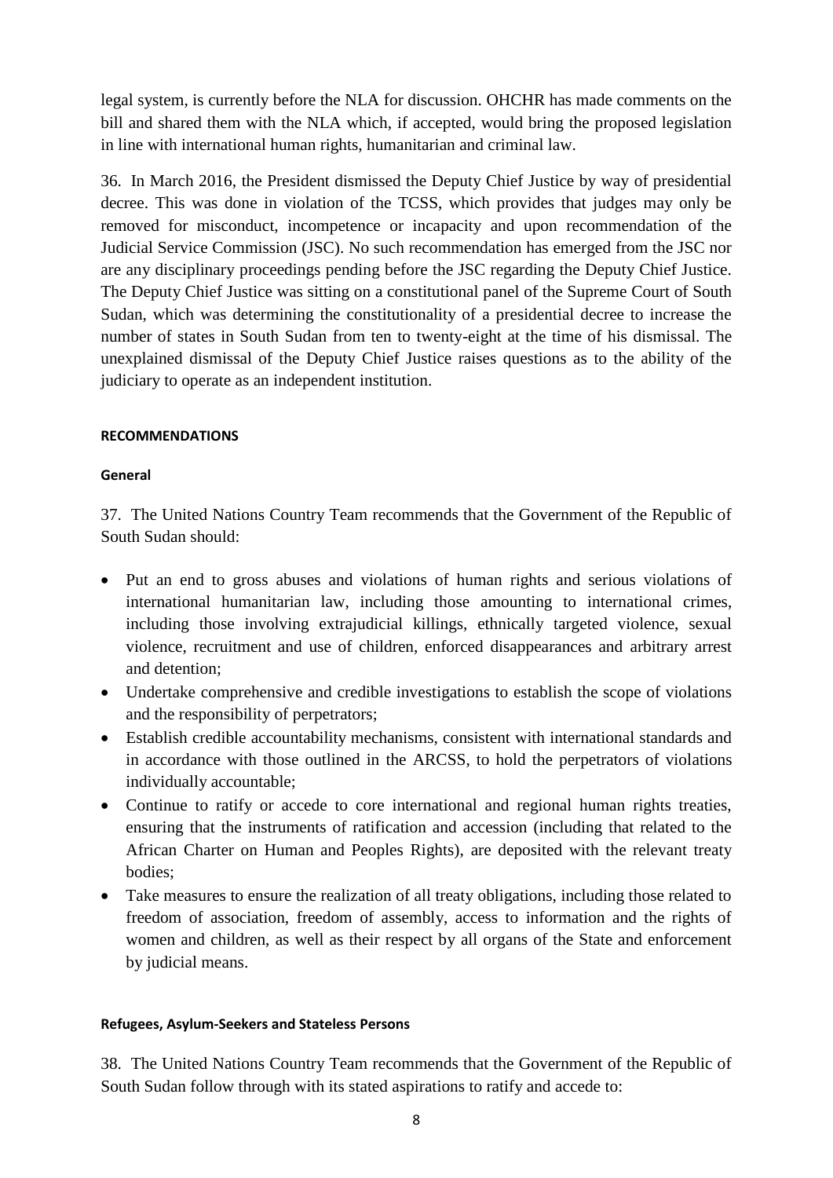legal system, is currently before the NLA for discussion. OHCHR has made comments on the bill and shared them with the NLA which, if accepted, would bring the proposed legislation in line with international human rights, humanitarian and criminal law.

36. In March 2016, the President dismissed the Deputy Chief Justice by way of presidential decree. This was done in violation of the TCSS, which provides that judges may only be removed for misconduct, incompetence or incapacity and upon recommendation of the Judicial Service Commission (JSC). No such recommendation has emerged from the JSC nor are any disciplinary proceedings pending before the JSC regarding the Deputy Chief Justice. The Deputy Chief Justice was sitting on a constitutional panel of the Supreme Court of South Sudan, which was determining the constitutionality of a presidential decree to increase the number of states in South Sudan from ten to twenty-eight at the time of his dismissal. The unexplained dismissal of the Deputy Chief Justice raises questions as to the ability of the judiciary to operate as an independent institution.

## RECOMMENDATIONS

### General

37. The United Nations Country Team recommends that the Government of the Republic of South Sudan should:

- Put an end to gross abuses and violations of human rights and serious violations of international humanitarian law, including those amounting to international crimes, including those involving extrajudicial killings, ethnically targeted violence, sexual violence, recruitment and use of children, enforced disappearances and arbitrary arrest and detention;
- Undertake comprehensive and credible investigations to establish the scope of violations and the responsibility of perpetrators;
- Establish credible accountability mechanisms, consistent with international standards and in accordance with those outlined in the ARCSS, to hold the perpetrators of violations individually accountable;
- Continue to ratify or accede to core international and regional human rights treaties, ensuring that the instruments of ratification and accession (including that related to the African Charter on Human and Peoples Rights), are deposited with the relevant treaty bodies;
- Take measures to ensure the realization of all treaty obligations, including those related to freedom of association, freedom of assembly, access to information and the rights of women and children, as well as their respect by all organs of the State and enforcement by judicial means.

### Refugees, Asylum-Seekers and Stateless Persons

38. The United Nations Country Team recommends that the Government of the Republic of South Sudan follow through with its stated aspirations to ratify and accede to: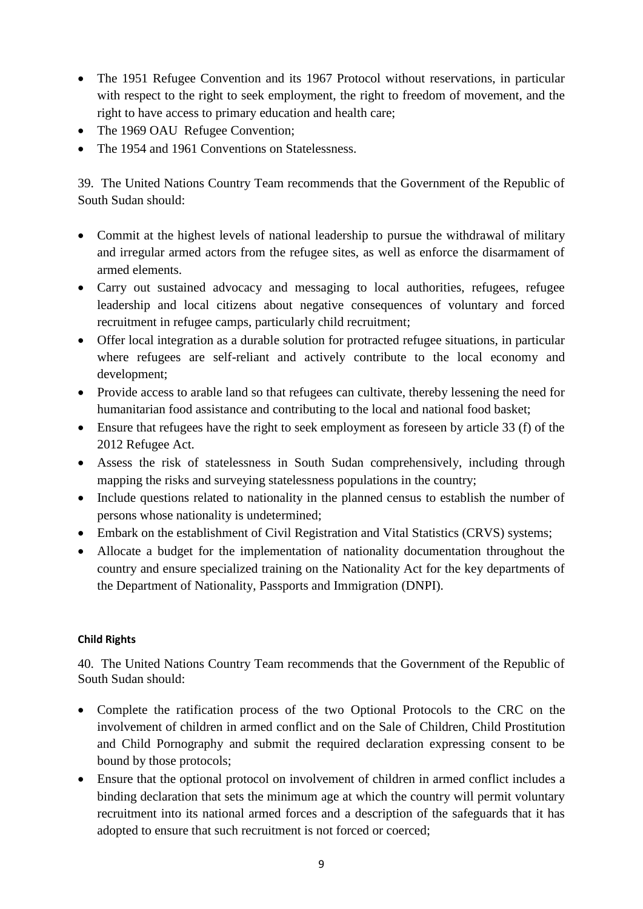- The 1951 Refugee Convention and its 1967 Protocol without reservations, in particular with respect to the right to seek employment, the right to freedom of movement, and the right to have access to primary education and health care;
- The 1969 OAU Refugee Convention;
- The 1954 and 1961 Conventions on Statelessness.

39. The United Nations Country Team recommends that the Government of the Republic of South Sudan should:

- Commit at the highest levels of national leadership to pursue the withdrawal of military and irregular armed actors from the refugee sites, as well as enforce the disarmament of armed elements.
- Carry out sustained advocacy and messaging to local authorities, refugees, refugee leadership and local citizens about negative consequences of voluntary and forced recruitment in refugee camps, particularly child recruitment;
- Offer local integration as a durable solution for protracted refugee situations, in particular where refugees are self-reliant and actively contribute to the local economy and development;
- Provide access to arable land so that refugees can cultivate, thereby lessening the need for humanitarian food assistance and contributing to the local and national food basket;
- Ensure that refugees have the right to seek employment as foreseen by article 33 (f) of the 2012 Refugee Act.
- Assess the risk of statelessness in South Sudan comprehensively, including through mapping the risks and surveying statelessness populations in the country;
- Include questions related to nationality in the planned census to establish the number of persons whose nationality is undetermined;
- Embark on the establishment of Civil Registration and Vital Statistics (CRVS) systems;
- Allocate a budget for the implementation of nationality documentation throughout the country and ensure specialized training on the Nationality Act for the key departments of the Department of Nationality, Passports and Immigration (DNPI).

#### Child Rights

40. The United Nations Country Team recommends that the Government of the Republic of South Sudan should:

- Complete the ratification process of the two Optional Protocols to the CRC on the involvement of children in armed conflict and on the Sale of Children, Child Prostitution and Child Pornography and submit the required declaration expressing consent to be bound by those protocols;
- Ensure that the optional protocol on involvement of children in armed conflict includes a binding declaration that sets the minimum age at which the country will permit voluntary recruitment into its national armed forces and a description of the safeguards that it has adopted to ensure that such recruitment is not forced or coerced;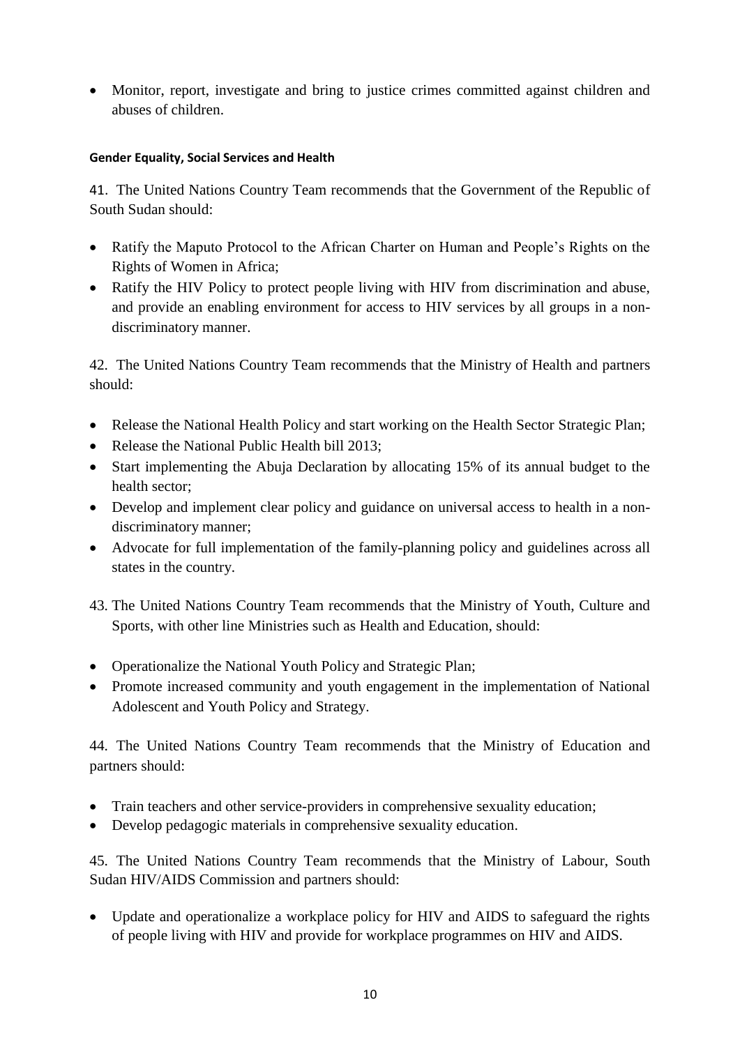- Monitor, report, investigate and bring to justice crimes committed against children and abuses of children.

#### Gender Equality, Social Services and Health

41. The United Nations Country Team recommends that the Government of the Republic of South Sudan should:

- Ratify the Maputo Protocol to the African Charter on Human and People's Rights on the Rights of Women in Africa;
- Ratify the HIV Policy to protect people living with HIV from discrimination and abuse, and provide an enabling environment for access to HIV services by all groups in a non-discriminatory manner.

42. The United Nations Country Team recommends that the Ministry of Health and partners should:

- Release the National Health Policy and start working on the Health Sector Strategic Plan;
- Release the National Public Health bill 2013;
- Start implementing the Abuja Declaration by allocating 15% of its annual budget to the health sector;
- Develop and implement clear policy and guidance on universal access to health in a non-discriminatory manner;
- Advocate for full implementation of the family-planning policy and guidelines across all states in the country.

43. The United Nations Country Team recommends that the Ministry of Youth, Culture and Sports, with other line Ministries such as Health and Education, should:

- Operationalize the National Youth Policy and Strategic Plan;
- Promote increased community and youth engagement in the implementation of National Adolescent and Youth Policy and Strategy.

44. The United Nations Country Team recommends that the Ministry of Education and partners should:

- Train teachers and other service-providers in comprehensive sexuality education;
- Develop pedagogic materials in comprehensive sexuality education.

45. The United Nations Country Team recommends that the Ministry of Labour, South Sudan HIV/AIDS Commission and partners should:

- Update and operationalize a workplace policy for HIV and AIDS to safeguard the rights of people living with HIV and provide for workplace programmes on HIV and AIDS.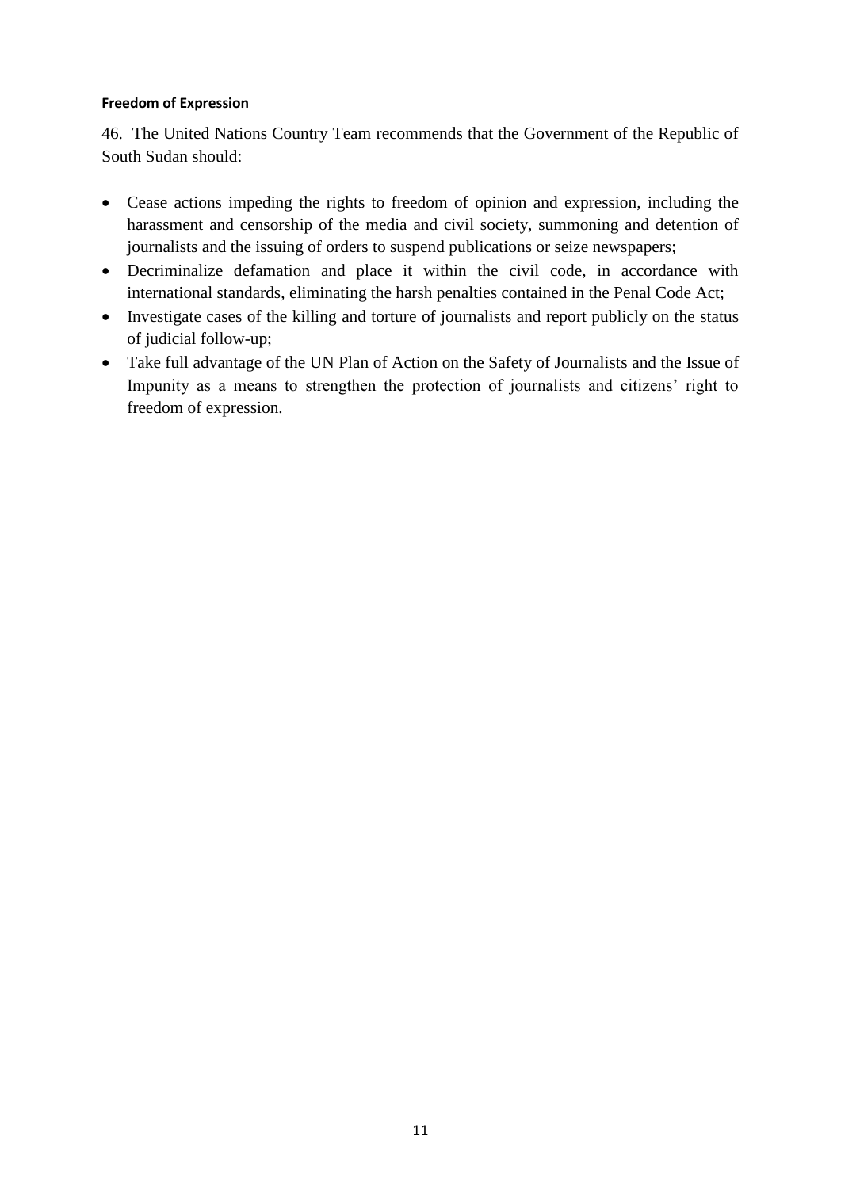#### Freedom of Expression

46. The United Nations Country Team recommends that the Government of the Republic of South Sudan should:

- Cease actions impeding the rights to freedom of opinion and expression, including the harassment and censorship of the media and civil society, summoning and detention of journalists and the issuing of orders to suspend publications or seize newspapers;
- Decriminalize defamation and place it within the civil code, in accordance with international standards, eliminating the harsh penalties contained in the Penal Code Act;
- Investigate cases of the killing and torture of journalists and report publicly on the status of judicial follow-up;
- Take full advantage of the UN Plan of Action on the Safety of Journalists and the Issue of Impunity as a means to strengthen the protection of journalists and citizens' right to freedom of expression.